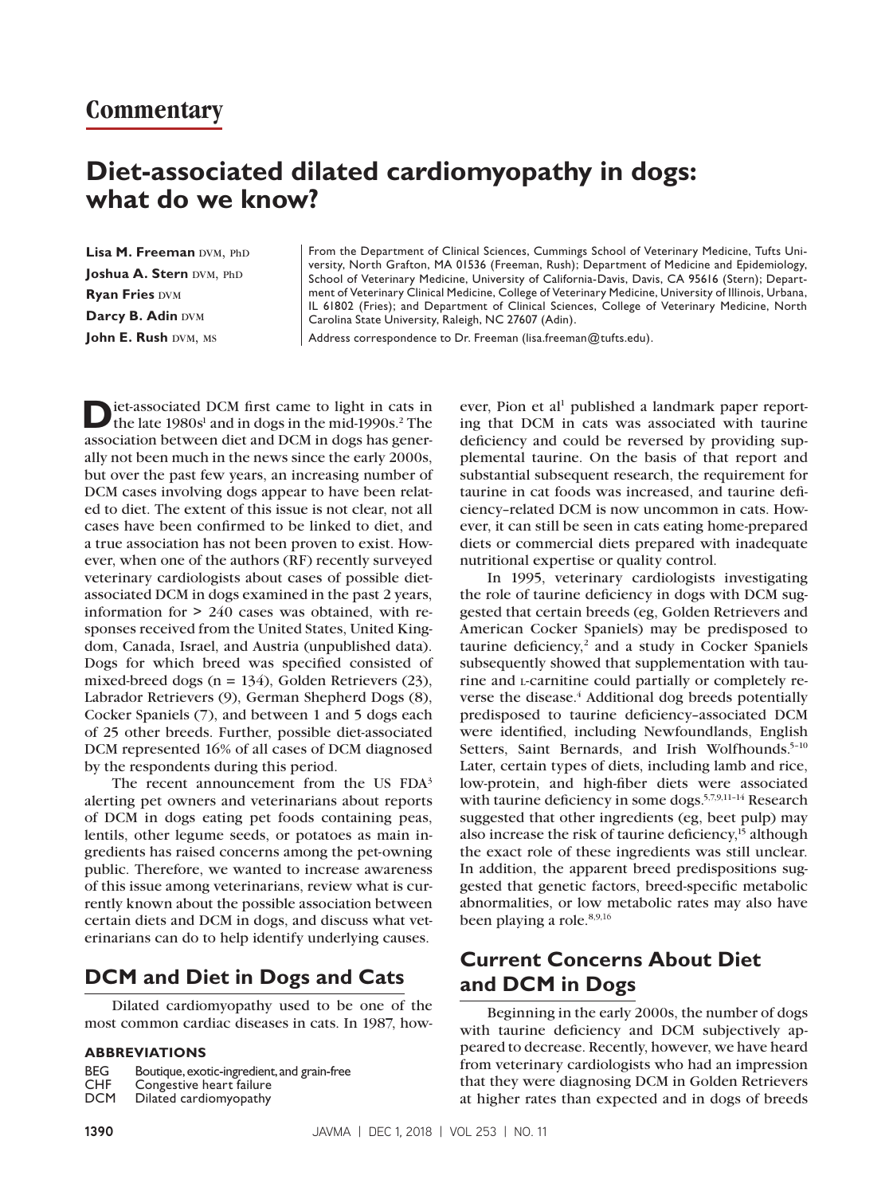Commentary

# Diet-associated dilated cardiomyopathy in dogs: what do we know?

**Lisa M. Freeman** DVM, PhD
**Joshua A. Stern** DVM, PhD
**Ryan Fries** DVM
**Darcy B. Adin** DVM
**John E. Rush** DVM, MS

From the Department of Clinical Sciences, Cummings School of Veterinary Medicine, Tufts University, North Grafton, MA 01536 (Freeman, Rush); Department of Medicine and Epidemiology, School of Veterinary Medicine, University of California-Davis, Davis, CA 95616 (Stern); Department of Veterinary Clinical Medicine, College of Veterinary Medicine, University of Illinois, Urbana, IL 61802 (Fries); and Department of Clinical Sciences, College of Veterinary Medicine, North Carolina State University, Raleigh, NC 27607 (Adin).

Address correspondence to Dr. Freeman (lisa.freeman@tufts.edu).

Diet-associated DCM first came to light in cats in the late 1980s[1] and in dogs in the mid-1990s.[2] The association between diet and DCM in dogs has generally not been much in the news since the early 2000s, but over the past few years, an increasing number of DCM cases involving dogs appear to have been related to diet. The extent of this issue is not clear, not all cases have been confirmed to be linked to diet, and a true association has not been proven to exist. However, when one of the authors (RF) recently surveyed veterinary cardiologists about cases of possible diet-associated DCM in dogs examined in the past 2 years, information for > 240 cases was obtained, with responses received from the United States, United Kingdom, Canada, Israel, and Austria (unpublished data). Dogs for which breed was specified consisted of mixed-breed dogs (n = 134), Golden Retrievers (23), Labrador Retrievers (9), German Shepherd Dogs (8), Cocker Spaniels (7), and between 1 and 5 dogs each of 25 other breeds. Further, possible diet-associated DCM represented 16% of all cases of DCM diagnosed by the respondents during this period.

The recent announcement from the US FDA[3] alerting pet owners and veterinarians about reports of DCM in dogs eating pet foods containing peas, lentils, other legume seeds, or potatoes as main ingredients has raised concerns among the pet-owning public. Therefore, we wanted to increase awareness of this issue among veterinarians, review what is currently known about the possible association between certain diets and DCM in dogs, and discuss what veterinarians can do to help identify underlying causes.

## DCM and Diet in Dogs and Cats

Dilated cardiomyopathy used to be one of the most common cardiac diseases in cats. In 1987, however, Pion et al[1] published a landmark paper reporting that DCM in cats was associated with taurine deficiency and could be reversed by providing supplemental taurine. On the basis of that report and substantial subsequent research, the requirement for taurine in cat foods was increased, and taurine deficiency–related DCM is now uncommon in cats. However, it can still be seen in cats eating home-prepared diets or commercial diets prepared with inadequate nutritional expertise or quality control.

In 1995, veterinary cardiologists investigating the role of taurine deficiency in dogs with DCM suggested that certain breeds (eg, Golden Retrievers and American Cocker Spaniels) may be predisposed to taurine deficiency,[2] and a study in Cocker Spaniels subsequently showed that supplementation with taurine and L-carnitine could partially or completely reverse the disease.[4] Additional dog breeds potentially predisposed to taurine deficiency–associated DCM were identified, including Newfoundlands, English Setters, Saint Bernards, and Irish Wolfhounds.[5–10] Later, certain types of diets, including lamb and rice, low-protein, and high-fiber diets were associated with taurine deficiency in some dogs.[5,7,9,11–14] Research suggested that other ingredients (eg, beet pulp) may also increase the risk of taurine deficiency,[15] although the exact role of these ingredients was still unclear. In addition, the apparent breed predispositions suggested that genetic factors, breed-specific metabolic abnormalities, or low metabolic rates may also have been playing a role.[8,9,16]

## Current Concerns About Diet and DCM in Dogs

Beginning in the early 2000s, the number of dogs with taurine deficiency and DCM subjectively appeared to decrease. Recently, however, we have heard from veterinary cardiologists who had an impression that they were diagnosing DCM in Golden Retrievers at higher rates than expected and in dogs of breeds

**ABBREVIATIONS**

| | |
|---|---|
| BEG | Boutique, exotic-ingredient, and grain-free |
| CHF | Congestive heart failure |
| DCM | Dilated cardiomyopathy |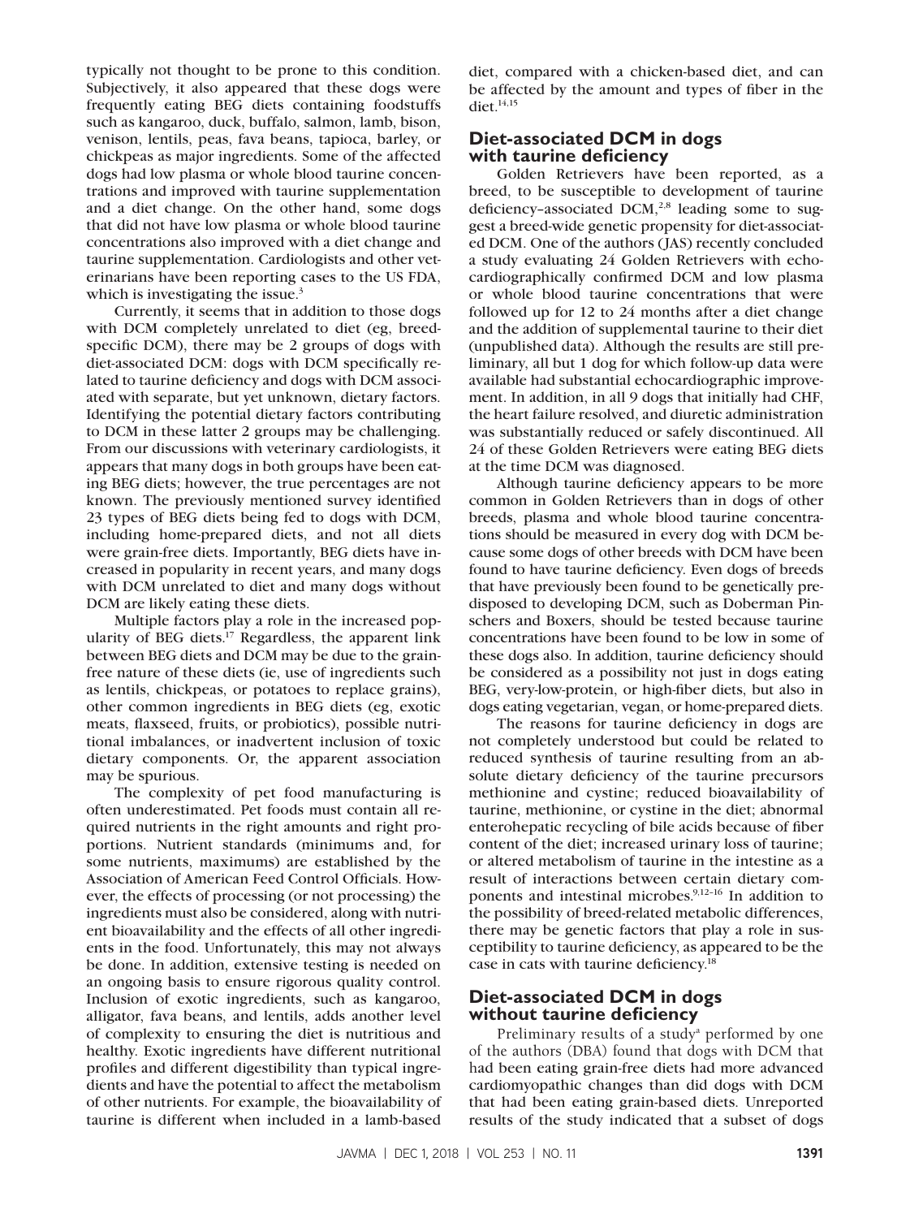typically not thought to be prone to this condition. Subjectively, it also appeared that these dogs were frequently eating BEG diets containing foodstuffs such as kangaroo, duck, buffalo, salmon, lamb, bison, venison, lentils, peas, fava beans, tapioca, barley, or chickpeas as major ingredients. Some of the affected dogs had low plasma or whole blood taurine concentrations and improved with taurine supplementation and a diet change. On the other hand, some dogs that did not have low plasma or whole blood taurine concentrations also improved with a diet change and taurine supplementation. Cardiologists and other veterinarians have been reporting cases to the US FDA, which is investigating the issue.[3]

Currently, it seems that in addition to those dogs with DCM completely unrelated to diet (eg, breed-specific DCM), there may be 2 groups of dogs with diet-associated DCM: dogs with DCM specifically related to taurine deficiency and dogs with DCM associated with separate, but yet unknown, dietary factors. Identifying the potential dietary factors contributing to DCM in these latter 2 groups may be challenging. From our discussions with veterinary cardiologists, it appears that many dogs in both groups have been eating BEG diets; however, the true percentages are not known. The previously mentioned survey identified 23 types of BEG diets being fed to dogs with DCM, including home-prepared diets, and not all diets were grain-free diets. Importantly, BEG diets have increased in popularity in recent years, and many dogs with DCM unrelated to diet and many dogs without DCM are likely eating these diets.

Multiple factors play a role in the increased popularity of BEG diets.[17] Regardless, the apparent link between BEG diets and DCM may be due to the grain-free nature of these diets (ie, use of ingredients such as lentils, chickpeas, or potatoes to replace grains), other common ingredients in BEG diets (eg, exotic meats, flaxseed, fruits, or probiotics), possible nutritional imbalances, or inadvertent inclusion of toxic dietary components. Or, the apparent association may be spurious.

The complexity of pet food manufacturing is often underestimated. Pet foods must contain all required nutrients in the right amounts and right proportions. Nutrient standards (minimums and, for some nutrients, maximums) are established by the Association of American Feed Control Officials. However, the effects of processing (or not processing) the ingredients must also be considered, along with nutrient bioavailability and the effects of all other ingredients in the food. Unfortunately, this may not always be done. In addition, extensive testing is needed on an ongoing basis to ensure rigorous quality control. Inclusion of exotic ingredients, such as kangaroo, alligator, fava beans, and lentils, adds another level of complexity to ensuring the diet is nutritious and healthy. Exotic ingredients have different nutritional profiles and different digestibility than typical ingredients and have the potential to affect the metabolism of other nutrients. For example, the bioavailability of taurine is different when included in a lamb-based diet, compared with a chicken-based diet, and can be affected by the amount and types of fiber in the diet.[14,15]

## Diet-associated DCM in dogs with taurine deficiency

Golden Retrievers have been reported, as a breed, to be susceptible to development of taurine deficiency–associated DCM,[2,8] leading some to suggest a breed-wide genetic propensity for diet-associated DCM. One of the authors (JAS) recently concluded a study evaluating 24 Golden Retrievers with echocardiographically confirmed DCM and low plasma or whole blood taurine concentrations that were followed up for 12 to 24 months after a diet change and the addition of supplemental taurine to their diet (unpublished data). Although the results are still preliminary, all but 1 dog for which follow-up data were available had substantial echocardiographic improvement. In addition, in all 9 dogs that initially had CHF, the heart failure resolved, and diuretic administration was substantially reduced or safely discontinued. All 24 of these Golden Retrievers were eating BEG diets at the time DCM was diagnosed.

Although taurine deficiency appears to be more common in Golden Retrievers than in dogs of other breeds, plasma and whole blood taurine concentrations should be measured in every dog with DCM because some dogs of other breeds with DCM have been found to have taurine deficiency. Even dogs of breeds that have previously been found to be genetically predisposed to developing DCM, such as Doberman Pinschers and Boxers, should be tested because taurine concentrations have been found to be low in some of these dogs also. In addition, taurine deficiency should be considered as a possibility not just in dogs eating BEG, very-low-protein, or high-fiber diets, but also in dogs eating vegetarian, vegan, or home-prepared diets.

The reasons for taurine deficiency in dogs are not completely understood but could be related to reduced synthesis of taurine resulting from an absolute dietary deficiency of the taurine precursors methionine and cystine; reduced bioavailability of taurine, methionine, or cystine in the diet; abnormal enterohepatic recycling of bile acids because of fiber content of the diet; increased urinary loss of taurine; or altered metabolism of taurine in the intestine as a result of interactions between certain dietary components and intestinal microbes.[9,12–16] In addition to the possibility of breed-related metabolic differences, there may be genetic factors that play a role in susceptibility to taurine deficiency, as appeared to be the case in cats with taurine deficiency.[18]

## Diet-associated DCM in dogs without taurine deficiency

Preliminary results of a study[a] performed by one of the authors (DBA) found that dogs with DCM that had been eating grain-free diets had more advanced cardiomyopathic changes than did dogs with DCM that had been eating grain-based diets. Unreported results of the study indicated that a subset of dogs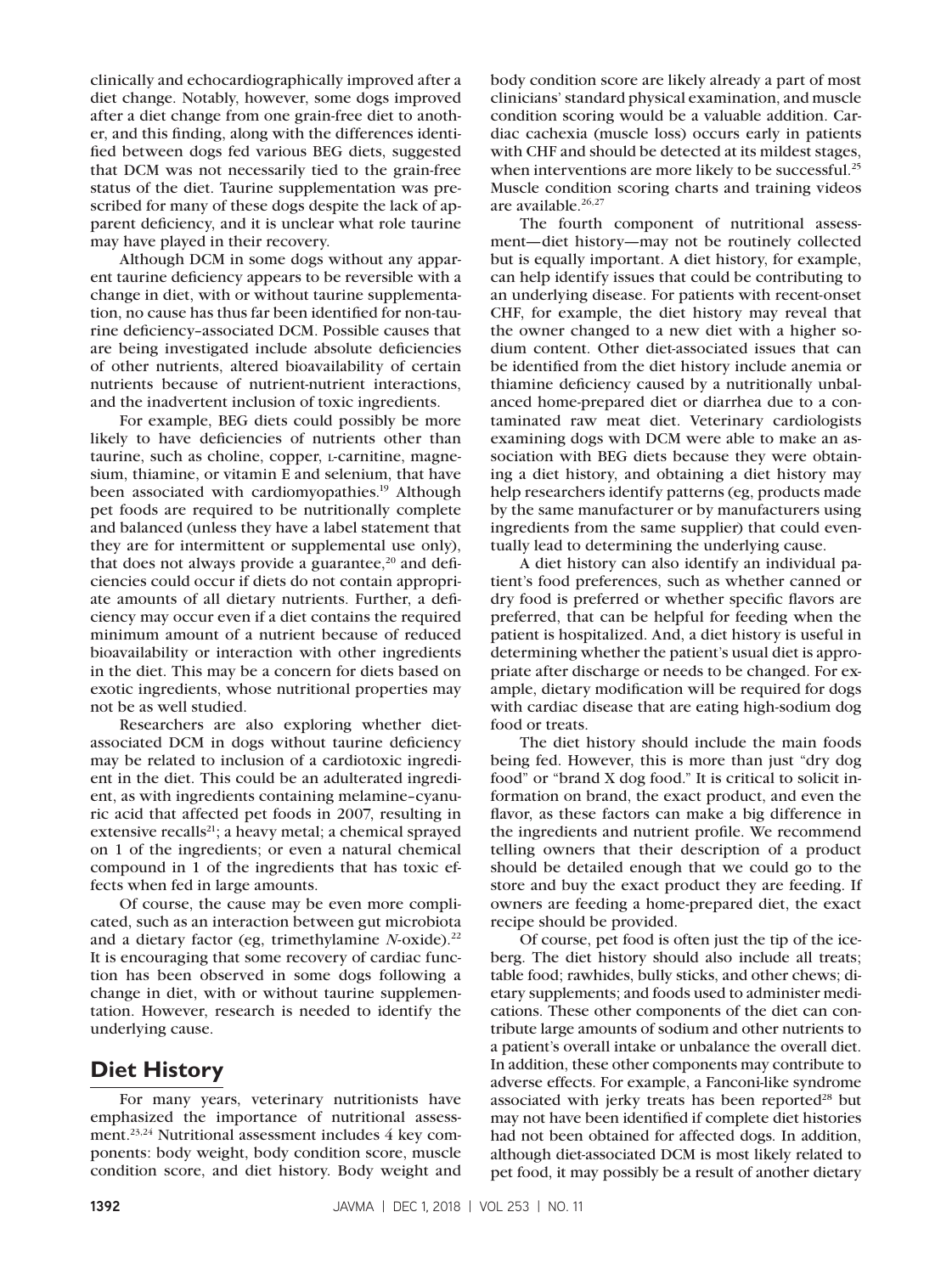clinically and echocardiographically improved after a diet change. Notably, however, some dogs improved after a diet change from one grain-free diet to another, and this finding, along with the differences identified between dogs fed various BEG diets, suggested that DCM was not necessarily tied to the grain-free status of the diet. Taurine supplementation was prescribed for many of these dogs despite the lack of apparent deficiency, and it is unclear what role taurine may have played in their recovery.

Although DCM in some dogs without any apparent taurine deficiency appears to be reversible with a change in diet, with or without taurine supplementation, no cause has thus far been identified for non-taurine deficiency–associated DCM. Possible causes that are being investigated include absolute deficiencies of other nutrients, altered bioavailability of certain nutrients because of nutrient-nutrient interactions, and the inadvertent inclusion of toxic ingredients.

For example, BEG diets could possibly be more likely to have deficiencies of nutrients other than taurine, such as choline, copper, L-carnitine, magnesium, thiamine, or vitamin E and selenium, that have been associated with cardiomyopathies.[19] Although pet foods are required to be nutritionally complete and balanced (unless they have a label statement that they are for intermittent or supplemental use only), that does not always provide a guarantee,[20] and deficiencies could occur if diets do not contain appropriate amounts of all dietary nutrients. Further, a deficiency may occur even if a diet contains the required minimum amount of a nutrient because of reduced bioavailability or interaction with other ingredients in the diet. This may be a concern for diets based on exotic ingredients, whose nutritional properties may not be as well studied.

Researchers are also exploring whether diet-associated DCM in dogs without taurine deficiency may be related to inclusion of a cardiotoxic ingredient in the diet. This could be an adulterated ingredient, as with ingredients containing melamine–cyanuric acid that affected pet foods in 2007, resulting in extensive recalls[21]; a heavy metal; a chemical sprayed on 1 of the ingredients; or even a natural chemical compound in 1 of the ingredients that has toxic effects when fed in large amounts.

Of course, the cause may be even more complicated, such as an interaction between gut microbiota and a dietary factor (eg, trimethylamine *N*-oxide).[22] It is encouraging that some recovery of cardiac function has been observed in some dogs following a change in diet, with or without taurine supplementation. However, research is needed to identify the underlying cause.

## Diet History

For many years, veterinary nutritionists have emphasized the importance of nutritional assessment.[23,24] Nutritional assessment includes 4 key components: body weight, body condition score, muscle condition score, and diet history. Body weight and body condition score are likely already a part of most clinicians' standard physical examination, and muscle condition scoring would be a valuable addition. Cardiac cachexia (muscle loss) occurs early in patients with CHF and should be detected at its mildest stages, when interventions are more likely to be successful.[25] Muscle condition scoring charts and training videos are available.[26,27]

The fourth component of nutritional assessment—diet history—may not be routinely collected but is equally important. A diet history, for example, can help identify issues that could be contributing to an underlying disease. For patients with recent-onset CHF, for example, the diet history may reveal that the owner changed to a new diet with a higher sodium content. Other diet-associated issues that can be identified from the diet history include anemia or thiamine deficiency caused by a nutritionally unbalanced home-prepared diet or diarrhea due to a contaminated raw meat diet. Veterinary cardiologists examining dogs with DCM were able to make an association with BEG diets because they were obtaining a diet history, and obtaining a diet history may help researchers identify patterns (eg, products made by the same manufacturer or by manufacturers using ingredients from the same supplier) that could eventually lead to determining the underlying cause.

A diet history can also identify an individual patient's food preferences, such as whether canned or dry food is preferred or whether specific flavors are preferred, that can be helpful for feeding when the patient is hospitalized. And, a diet history is useful in determining whether the patient's usual diet is appropriate after discharge or needs to be changed. For example, dietary modification will be required for dogs with cardiac disease that are eating high-sodium dog food or treats.

The diet history should include the main foods being fed. However, this is more than just "dry dog food" or "brand X dog food." It is critical to solicit information on brand, the exact product, and even the flavor, as these factors can make a big difference in the ingredients and nutrient profile. We recommend telling owners that their description of a product should be detailed enough that we could go to the store and buy the exact product they are feeding. If owners are feeding a home-prepared diet, the exact recipe should be provided.

Of course, pet food is often just the tip of the iceberg. The diet history should also include all treats; table food; rawhides, bully sticks, and other chews; dietary supplements; and foods used to administer medications. These other components of the diet can contribute large amounts of sodium and other nutrients to a patient's overall intake or unbalance the overall diet. In addition, these other components may contribute to adverse effects. For example, a Fanconi-like syndrome associated with jerky treats has been reported[28] but may not have been identified if complete diet histories had not been obtained for affected dogs. In addition, although diet-associated DCM is most likely related to pet food, it may possibly be a result of another dietary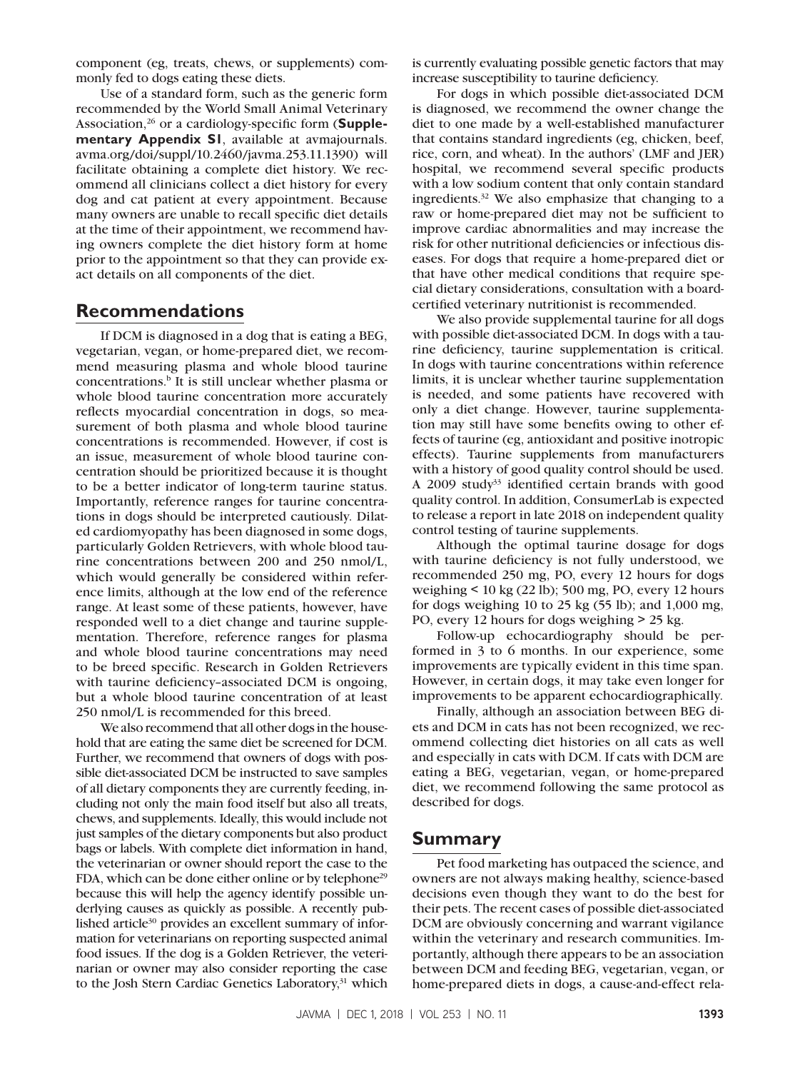component (eg, treats, chews, or supplements) commonly fed to dogs eating these diets.

Use of a standard form, such as the generic form recommended by the World Small Animal Veterinary Association,[26] or a cardiology-specific form (**Supplementary Appendix S1**, available at avmajournals.avma.org/doi/suppl/10.2460/javma.253.11.1390) will facilitate obtaining a complete diet history. We recommend all clinicians collect a diet history for every dog and cat patient at every appointment. Because many owners are unable to recall specific diet details at the time of their appointment, we recommend having owners complete the diet history form at home prior to the appointment so that they can provide exact details on all components of the diet.

## Recommendations

If DCM is diagnosed in a dog that is eating a BEG, vegetarian, vegan, or home-prepared diet, we recommend measuring plasma and whole blood taurine concentrations.[b] It is still unclear whether plasma or whole blood taurine concentration more accurately reflects myocardial concentration in dogs, so measurement of both plasma and whole blood taurine concentrations is recommended. However, if cost is an issue, measurement of whole blood taurine concentration should be prioritized because it is thought to be a better indicator of long-term taurine status. Importantly, reference ranges for taurine concentrations in dogs should be interpreted cautiously. Dilated cardiomyopathy has been diagnosed in some dogs, particularly Golden Retrievers, with whole blood taurine concentrations between 200 and 250 nmol/L, which would generally be considered within reference limits, although at the low end of the reference range. At least some of these patients, however, have responded well to a diet change and taurine supplementation. Therefore, reference ranges for plasma and whole blood taurine concentrations may need to be breed specific. Research in Golden Retrievers with taurine deficiency–associated DCM is ongoing, but a whole blood taurine concentration of at least 250 nmol/L is recommended for this breed.

We also recommend that all other dogs in the household that are eating the same diet be screened for DCM. Further, we recommend that owners of dogs with possible diet-associated DCM be instructed to save samples of all dietary components they are currently feeding, including not only the main food itself but also all treats, chews, and supplements. Ideally, this would include not just samples of the dietary components but also product bags or labels. With complete diet information in hand, the veterinarian or owner should report the case to the FDA, which can be done either online or by telephone[29] because this will help the agency identify possible underlying causes as quickly as possible. A recently published article[30] provides an excellent summary of information for veterinarians on reporting suspected animal food issues. If the dog is a Golden Retriever, the veterinarian or owner may also consider reporting the case to the Josh Stern Cardiac Genetics Laboratory,[31] which is currently evaluating possible genetic factors that may increase susceptibility to taurine deficiency.

For dogs in which possible diet-associated DCM is diagnosed, we recommend the owner change the diet to one made by a well-established manufacturer that contains standard ingredients (eg, chicken, beef, rice, corn, and wheat). In the authors' (LMF and JER) hospital, we recommend several specific products with a low sodium content that only contain standard ingredients.[32] We also emphasize that changing to a raw or home-prepared diet may not be sufficient to improve cardiac abnormalities and may increase the risk for other nutritional deficiencies or infectious diseases. For dogs that require a home-prepared diet or that have other medical conditions that require special dietary considerations, consultation with a board-certified veterinary nutritionist is recommended.

We also provide supplemental taurine for all dogs with possible diet-associated DCM. In dogs with a taurine deficiency, taurine supplementation is critical. In dogs with taurine concentrations within reference limits, it is unclear whether taurine supplementation is needed, and some patients have recovered with only a diet change. However, taurine supplementation may still have some benefits owing to other effects of taurine (eg, antioxidant and positive inotropic effects). Taurine supplements from manufacturers with a history of good quality control should be used. A 2009 study[33] identified certain brands with good quality control. In addition, ConsumerLab is expected to release a report in late 2018 on independent quality control testing of taurine supplements.

Although the optimal taurine dosage for dogs with taurine deficiency is not fully understood, we recommended 250 mg, PO, every 12 hours for dogs weighing < 10 kg (22 lb); 500 mg, PO, every 12 hours for dogs weighing 10 to 25 kg (55 lb); and 1,000 mg, PO, every 12 hours for dogs weighing > 25 kg.

Follow-up echocardiography should be performed in 3 to 6 months. In our experience, some improvements are typically evident in this time span. However, in certain dogs, it may take even longer for improvements to be apparent echocardiographically.

Finally, although an association between BEG diets and DCM in cats has not been recognized, we recommend collecting diet histories on all cats as well and especially in cats with DCM. If cats with DCM are eating a BEG, vegetarian, vegan, or home-prepared diet, we recommend following the same protocol as described for dogs.

## Summary

Pet food marketing has outpaced the science, and owners are not always making healthy, science-based decisions even though they want to do the best for their pets. The recent cases of possible diet-associated DCM are obviously concerning and warrant vigilance within the veterinary and research communities. Importantly, although there appears to be an association between DCM and feeding BEG, vegetarian, vegan, or home-prepared diets in dogs, a cause-and-effect rela-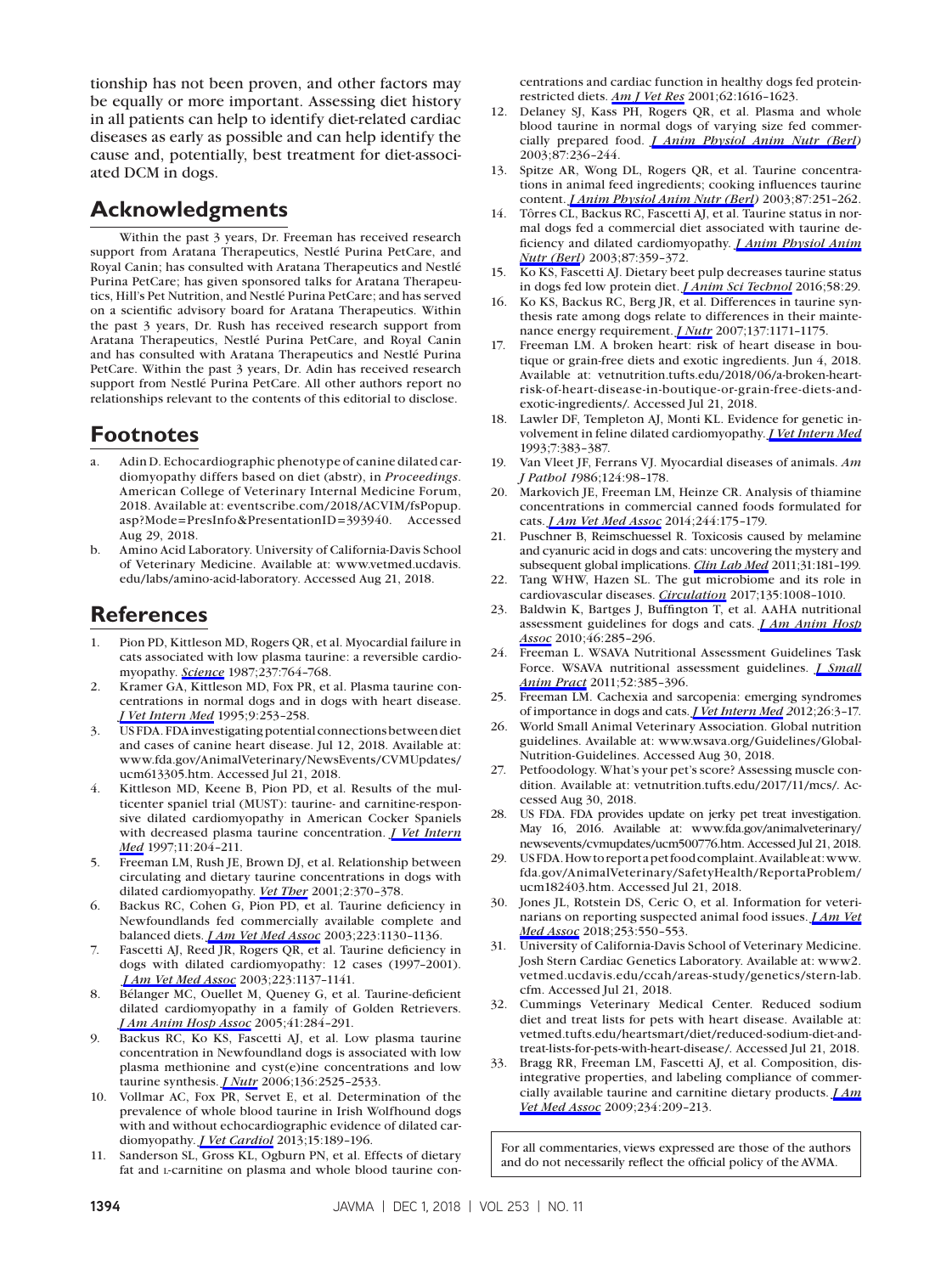tionship has not been proven, and other factors may be equally or more important. Assessing diet history in all patients can help to identify diet-related cardiac diseases as early as possible and can help identify the cause and, potentially, best treatment for diet-associated DCM in dogs.

## Acknowledgments

Within the past 3 years, Dr. Freeman has received research support from Aratana Therapeutics, Nestlé Purina PetCare, and Royal Canin; has consulted with Aratana Therapeutics and Nestlé Purina PetCare; has given sponsored talks for Aratana Therapeutics, Hill's Pet Nutrition, and Nestlé Purina PetCare; and has served on a scientific advisory board for Aratana Therapeutics. Within the past 3 years, Dr. Rush has received research support from Aratana Therapeutics, Nestlé Purina PetCare, and Royal Canin and has consulted with Aratana Therapeutics and Nestlé Purina PetCare. Within the past 3 years, Dr. Adin has received research support from Nestlé Purina PetCare. All other authors report no relationships relevant to the contents of this editorial to disclose.

## Footnotes

a. Adin D. Echocardiographic phenotype of canine dilated cardiomyopathy differs based on diet (abstr), in *Proceedings*. American College of Veterinary Internal Medicine Forum, 2018. Available at: eventscribe.com/2018/ACVIM/fsPopup.asp?Mode=PresInfo&PresentationID=393940. Accessed Aug 29, 2018.

b. Amino Acid Laboratory. University of California-Davis School of Veterinary Medicine. Available at: www.vetmed.ucdavis.edu/labs/amino-acid-laboratory. Accessed Aug 21, 2018.

## References

1. Pion PD, Kittleson MD, Rogers QR, et al. Myocardial failure in cats associated with low plasma taurine: a reversible cardiomyopathy. *Science* 1987;237:764–768.
2. Kramer GA, Kittleson MD, Fox PR, et al. Plasma taurine concentrations in normal dogs and in dogs with heart disease. *J Vet Intern Med* 1995;9:253–258.
3. US FDA. FDA investigating potential connections between diet and cases of canine heart disease. Jul 12, 2018. Available at: www.fda.gov/AnimalVeterinary/NewsEvents/CVMUpdates/ucm613305.htm. Accessed Jul 21, 2018.
4. Kittleson MD, Keene B, Pion PD, et al. Results of the multicenter spaniel trial (MUST): taurine- and carnitine-responsive dilated cardiomyopathy in American Cocker Spaniels with decreased plasma taurine concentration. *J Vet Intern Med* 1997;11:204–211.
5. Freeman LM, Rush JE, Brown DJ, et al. Relationship between circulating and dietary taurine concentrations in dogs with dilated cardiomyopathy. *Vet Ther* 2001;2:370–378.
6. Backus RC, Cohen G, Pion PD, et al. Taurine deficiency in Newfoundlands fed commercially available complete and balanced diets. *J Am Vet Med Assoc* 2003;223:1130–1136.
7. Fascetti AJ, Reed JR, Rogers QR, et al. Taurine deficiency in dogs with dilated cardiomyopathy: 12 cases (1997–2001). *J Am Vet Med Assoc* 2003;223:1137–1141.
8. Bélanger MC, Ouellet M, Queney G, et al. Taurine-deficient dilated cardiomyopathy in a family of Golden Retrievers. *J Am Anim Hosp Assoc* 2005;41:284–291.
9. Backus RC, Ko KS, Fascetti AJ, et al. Low plasma taurine concentration in Newfoundland dogs is associated with low plasma methionine and cyst(e)ine concentrations and low taurine synthesis. *J Nutr* 2006;136:2525–2533.
10. Vollmar AC, Fox PR, Servet E, et al. Determination of the prevalence of whole blood taurine in Irish Wolfhound dogs with and without echocardiographic evidence of dilated cardiomyopathy. *J Vet Cardiol* 2013;15:189–196.
11. Sanderson SL, Gross KL, Ogburn PN, et al. Effects of dietary fat and L-carnitine on plasma and whole blood taurine concentrations and cardiac function in healthy dogs fed protein-restricted diets. *Am J Vet Res* 2001;62:1616–1623.
12. Delaney SJ, Kass PH, Rogers QR, et al. Plasma and whole blood taurine in normal dogs of varying size fed commercially prepared food. *J Anim Physiol Anim Nutr (Berl)* 2003;87:236–244.
13. Spitze AR, Wong DL, Rogers QR, et al. Taurine concentrations in animal feed ingredients; cooking influences taurine content. *J Anim Physiol Anim Nutr (Berl)* 2003;87:251–262.
14. Tôrres CL, Backus RC, Fascetti AJ, et al. Taurine status in normal dogs fed a commercial diet associated with taurine deficiency and dilated cardiomyopathy. *J Anim Physiol Anim Nutr (Berl)* 2003;87:359–372.
15. Ko KS, Fascetti AJ. Dietary beet pulp decreases taurine status in dogs fed low protein diet. *J Anim Sci Technol* 2016;58:29.
16. Ko KS, Backus RC, Berg JR, et al. Differences in taurine synthesis rate among dogs relate to differences in their maintenance energy requirement. *J Nutr* 2007;137:1171–1175.
17. Freeman LM. A broken heart: risk of heart disease in boutique or grain-free diets and exotic ingredients. Jun 4, 2018. Available at: vetnutrition.tufts.edu/2018/06/a-broken-heart-risk-of-heart-disease-in-boutique-or-grain-free-diets-and-exotic-ingredients/. Accessed Jul 21, 2018.
18. Lawler DF, Templeton AJ, Monti KL. Evidence for genetic involvement in feline dilated cardiomyopathy. *J Vet Intern Med* 1993;7:383–387.
19. Van Vleet JF, Ferrans VJ. Myocardial diseases of animals. *Am J Pathol* 1986;124:98–178.
20. Markovich JE, Freeman LM, Heinze CR. Analysis of thiamine concentrations in commercial canned foods formulated for cats. *J Am Vet Med Assoc* 2014;244:175–179.
21. Puschner B, Reimschuessel R. Toxicosis caused by melamine and cyanuric acid in dogs and cats: uncovering the mystery and subsequent global implications. *Clin Lab Med* 2011;31:181–199.
22. Tang WHW, Hazen SL. The gut microbiome and its role in cardiovascular diseases. *Circulation* 2017;135:1008–1010.
23. Baldwin K, Bartges J, Buffington T, et al. AAHA nutritional assessment guidelines for dogs and cats. *J Am Anim Hosp Assoc* 2010;46:285–296.
24. Freeman L. WSAVA Nutritional Assessment Guidelines Task Force. WSAVA nutritional assessment guidelines. *J Small Anim Pract* 2011;52:385–396.
25. Freeman LM. Cachexia and sarcopenia: emerging syndromes of importance in dogs and cats. *J Vet Intern Med* 2012;26:3–17.
26. World Small Animal Veterinary Association. Global nutrition guidelines. Available at: www.wsava.org/Guidelines/Global-Nutrition-Guidelines. Accessed Aug 30, 2018.
27. Petfoodology. What's your pet's score? Assessing muscle condition. Available at: vetnutrition.tufts.edu/2017/11/mcs/. Accessed Aug 30, 2018.
28. US FDA. FDA provides update on jerky pet treat investigation. May 16, 2016. Available at: www.fda.gov/animalveterinary/newsevents/cvmupdates/ucm500776.htm. Accessed Jul 21, 2018.
29. US FDA. How to report a pet food complaint. Available at: www.fda.gov/AnimalVeterinary/SafetyHealth/ReportaProblem/ucm182403.htm. Accessed Jul 21, 2018.
30. Jones JL, Rotstein DS, Ceric O, et al. Information for veterinarians on reporting suspected animal food issues. *J Am Vet Med Assoc* 2018;253:550–553.
31. University of California-Davis School of Veterinary Medicine. Josh Stern Cardiac Genetics Laboratory. Available at: www2.vetmed.ucdavis.edu/ccah/areas-study/genetics/stern-lab.cfm. Accessed Jul 21, 2018.
32. Cummings Veterinary Medical Center. Reduced sodium diet and treat lists for pets with heart disease. Available at: vetmed.tufts.edu/heartsmart/diet/reduced-sodium-diet-and-treat-lists-for-pets-with-heart-disease/. Accessed Jul 21, 2018.
33. Bragg RR, Freeman LM, Fascetti AJ, et al. Composition, disintegrative properties, and labeling compliance of commercially available taurine and carnitine dietary products. *J Am Vet Med Assoc* 2009;234:209–213.

For all commentaries, views expressed are those of the authors and do not necessarily reflect the official policy of the AVMA.